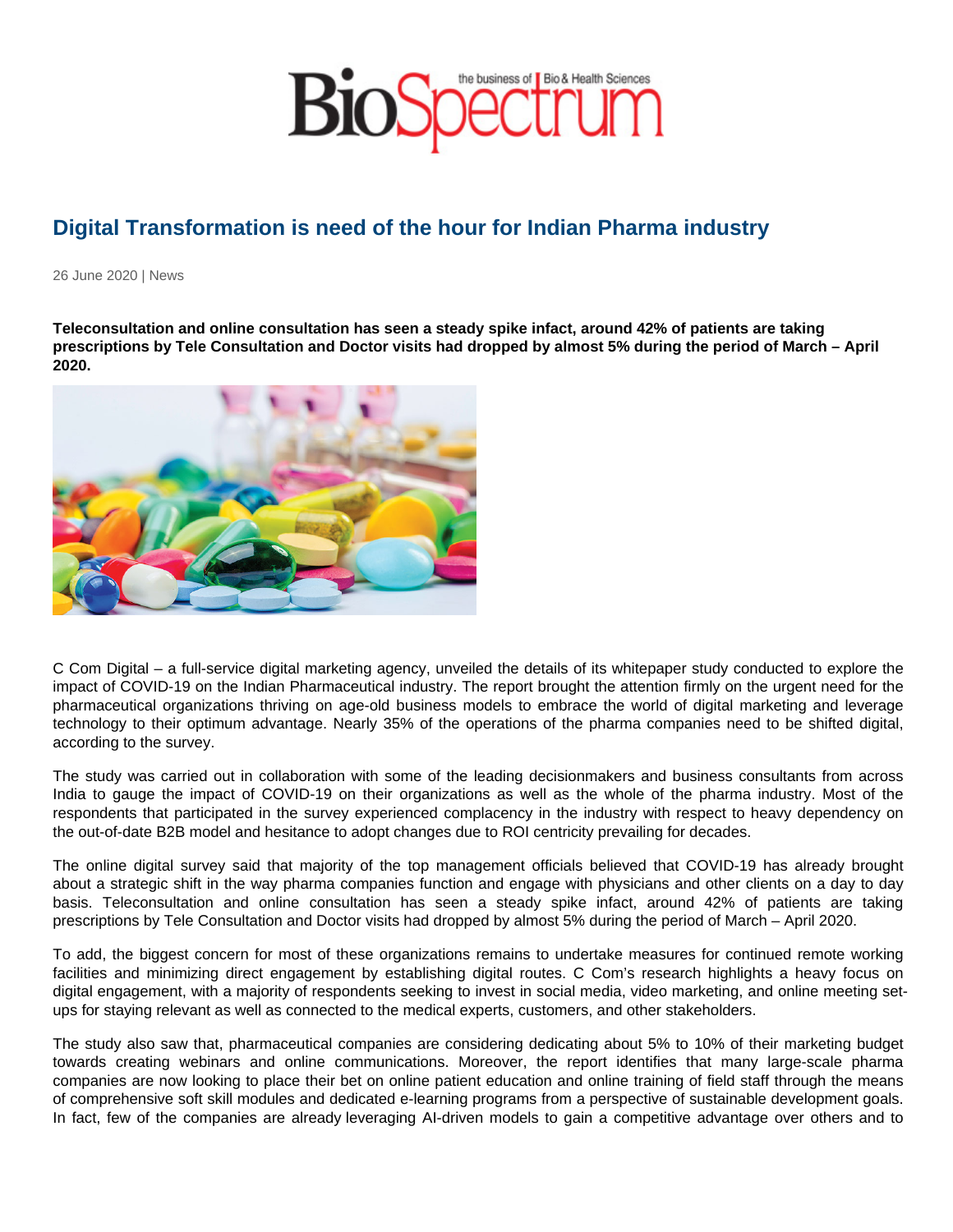# Digital Transformation is need of the hour for Indian Pharma industry

26 June 2020 | News

**Teleconsultation and online consultation has seen a steady spike infact, around 42% of patients are taking prescriptions by Tele Consultation and Doctor visits had dropped by almost 5% during the period of March – April 2020.**

C Com Digital – a full-service digital marketing agency, unveiled the details of its whitepaper study conducted to explore the impact of COVID-19 on the Indian Pharmaceutical industry. The report brought the attention firmly on the urgent need for the pharmaceutical organizations thriving on age-old business models to embrace the world of digital marketing and leverage technology to their optimum advantage. Nearly 35% of the operations of the pharma companies need to be shifted digital, according to the survey.

The study was carried out in collaboration with some of the leading decisionmakers and business consultants from across India to gauge the impact of COVID-19 on their organizations as well as the whole of the pharma industry. Most of the respondents that participated in the survey experienced complacency in the industry with respect to heavy dependency on the out-of-date B2B model and hesitance to adopt changes due to ROI centricity prevailing for decades.

The online digital survey said that majority of the top management officials believed that COVID-19 has already brought about a strategic shift in the way pharma companies function and engage with physicians and other clients on a day to day basis. Teleconsultation and online consultation has seen a steady spike infact, around 42% of patients are taking prescriptions by Tele Consultation and Doctor visits had dropped by almost 5% during the period of March – April 2020.

To add, the biggest concern for most of these organizations remains to undertake measures for continued remote working facilities and minimizing direct engagement by establishing digital routes. C Com's research highlights a heavy focus on digital engagement, with a majority of respondents seeking to invest in social media, video marketing, and online meeting set-ups for staying relevant as well as connected to the medical experts, customers, and other stakeholders.

The study also saw that, pharmaceutical companies are considering dedicating about 5% to 10% of their marketing budget towards creating webinars and online communications. Moreover, the report identifies that many large-scale pharma companies are now looking to place their bet on online patient education and online training of field staff through the means of comprehensive soft skill modules and dedicated e-learning programs from a perspective of sustainable development goals. In fact, few of the companies are already leveraging AI-driven models to gain a competitive advantage over others and to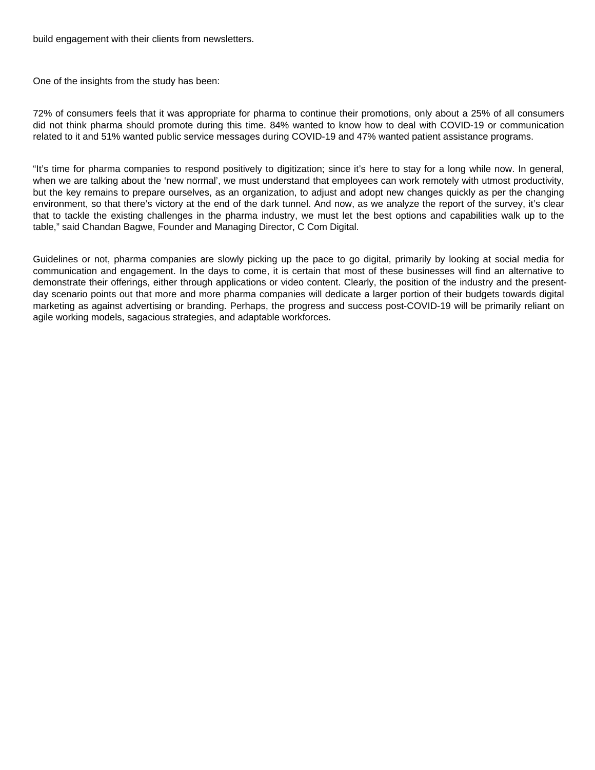build engagement with their clients from newsletters.

One of the insights from the study has been:

72% of consumers feels that it was appropriate for pharma to continue their promotions, only about a 25% of all consumers did not think pharma should promote during this time. 84% wanted to know how to deal with COVID-19 or communication related to it and 51% wanted public service messages during COVID-19 and 47% wanted patient assistance programs.

“It’s time for pharma companies to respond positively to digitization; since it’s here to stay for a long while now. In general, when we are talking about the ‘new normal’, we must understand that employees can work remotely with utmost productivity, but the key remains to prepare ourselves, as an organization, to adjust and adopt new changes quickly as per the changing environment, so that there’s victory at the end of the dark tunnel. And now, as we analyze the report of the survey, it’s clear that to tackle the existing challenges in the pharma industry, we must let the best options and capabilities walk up to the table,” said Chandan Bagwe, Founder and Managing Director, C Com Digital.

Guidelines or not, pharma companies are slowly picking up the pace to go digital, primarily by looking at social media for communication and engagement. In the days to come, it is certain that most of these businesses will find an alternative to demonstrate their offerings, either through applications or video content. Clearly, the position of the industry and the present-day scenario points out that more and more pharma companies will dedicate a larger portion of their budgets towards digital marketing as against advertising or branding. Perhaps, the progress and success post-COVID-19 will be primarily reliant on agile working models, sagacious strategies, and adaptable workforces.